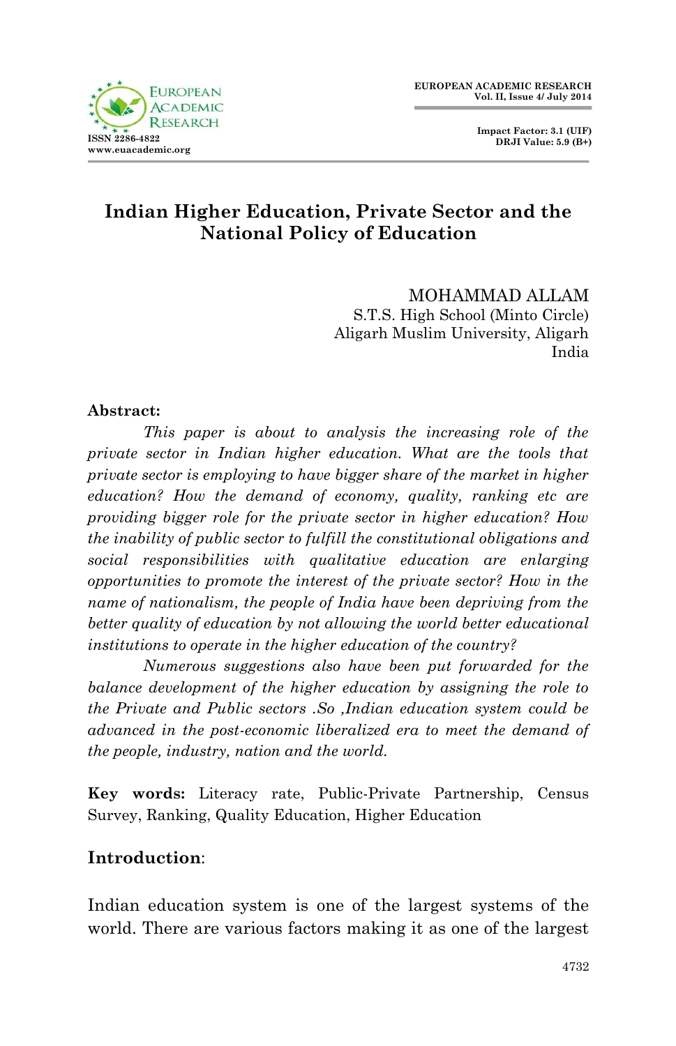# Indian Higher Education, Private Sector and the National Policy of Education

MOHAMMAD ALLAM
S.T.S. High School (Minto Circle)
Aligarh Muslim University, Aligarh
India

**Abstract:**

*This paper is about to analysis the increasing role of the private sector in Indian higher education. What are the tools that private sector is employing to have bigger share of the market in higher education? How the demand of economy, quality, ranking etc are providing bigger role for the private sector in higher education? How the inability of public sector to fulfill the constitutional obligations and social responsibilities with qualitative education are enlarging opportunities to promote the interest of the private sector? How in the name of nationalism, the people of India have been depriving from the better quality of education by not allowing the world better educational institutions to operate in the higher education of the country?*

*Numerous suggestions also have been put forwarded for the balance development of the higher education by assigning the role to the Private and Public sectors .So ,Indian education system could be advanced in the post-economic liberalized era to meet the demand of the people, industry, nation and the world.*

**Key words:** Literacy rate, Public-Private Partnership, Census Survey, Ranking, Quality Education, Higher Education

## Introduction:

Indian education system is one of the largest systems of the world. There are various factors making it as one of the largest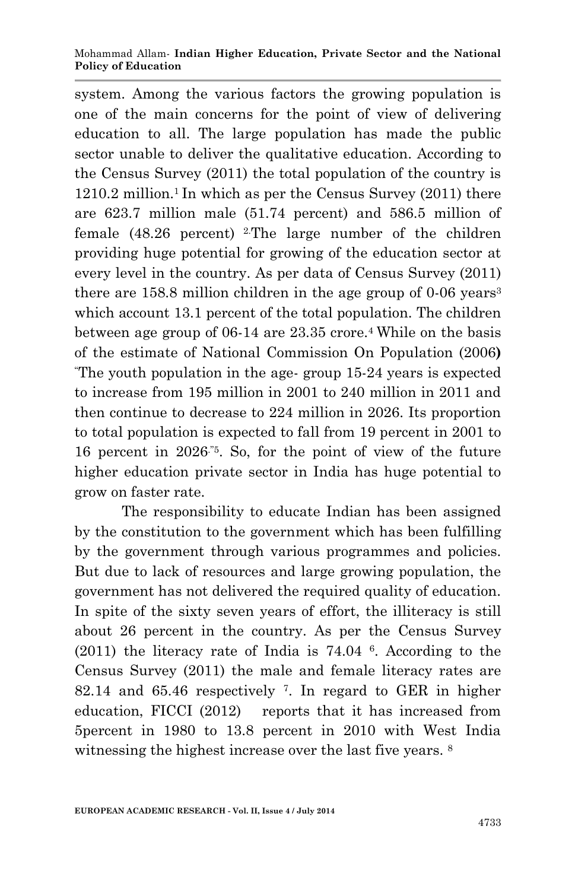system. Among the various factors the growing population is one of the main concerns for the point of view of delivering education to all. The large population has made the public sector unable to deliver the qualitative education. According to the Census Survey (2011) the total population of the country is 1210.2 million.[1] In which as per the Census Survey (2011) there are 623.7 million male (51.74 percent) and 586.5 million of female (48.26 percent) [2].The large number of the children providing huge potential for growing of the education sector at every level in the country. As per data of Census Survey (2011) there are 158.8 million children in the age group of 0-06 years[3] which account 13.1 percent of the total population. The children between age group of 06-14 are 23.35 crore.[4] While on the basis of the estimate of National Commission On Population (2006**)** "The youth population in the age- group 15-24 years is expected to increase from 195 million in 2001 to 240 million in 2011 and then continue to decrease to 224 million in 2026. Its proportion to total population is expected to fall from 19 percent in 2001 to 16 percent in 2026."[5]. So, for the point of view of the future higher education private sector in India has huge potential to grow on faster rate.

The responsibility to educate Indian has been assigned by the constitution to the government which has been fulfilling by the government through various programmes and policies. But due to lack of resources and large growing population, the government has not delivered the required quality of education. In spite of the sixty seven years of effort, the illiteracy is still about 26 percent in the country. As per the Census Survey (2011) the literacy rate of India is 74.04 [6]. According to the Census Survey (2011) the male and female literacy rates are 82.14 and 65.46 respectively [7]. In regard to GER in higher education, FICCI (2012) reports that it has increased from 5percent in 1980 to 13.8 percent in 2010 with West India witnessing the highest increase over the last five years. [8]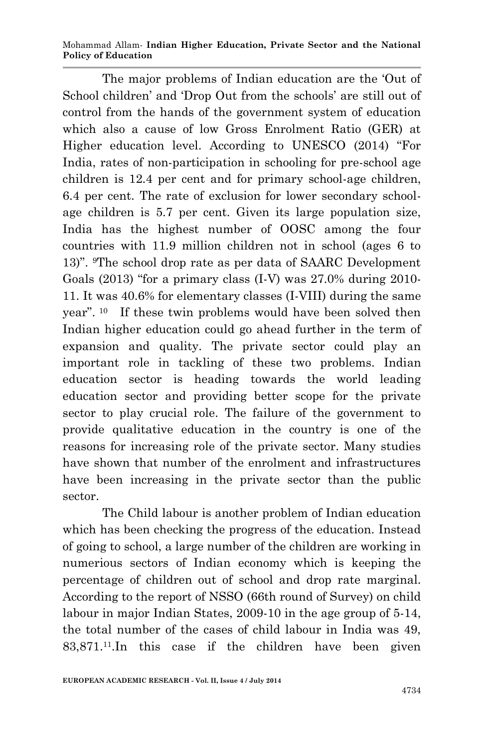The major problems of Indian education are the 'Out of School children' and 'Drop Out from the schools' are still out of control from the hands of the government system of education which also a cause of low Gross Enrolment Ratio (GER) at Higher education level. According to UNESCO (2014) "For India, rates of non-participation in schooling for pre-school age children is 12.4 per cent and for primary school-age children, 6.4 per cent. The rate of exclusion for lower secondary school-age children is 5.7 per cent. Given its large population size, India has the highest number of OOSC among the four countries with 11.9 million children not in school (ages 6 to 13)". [9]The school drop rate as per data of SAARC Development Goals (2013) "for a primary class (I-V) was 27.0% during 2010-11. It was 40.6% for elementary classes (I-VIII) during the same year". [10] If these twin problems would have been solved then Indian higher education could go ahead further in the term of expansion and quality. The private sector could play an important role in tackling of these two problems. Indian education sector is heading towards the world leading education sector and providing better scope for the private sector to play crucial role. The failure of the government to provide qualitative education in the country is one of the reasons for increasing role of the private sector. Many studies have shown that number of the enrolment and infrastructures have been increasing in the private sector than the public sector.

The Child labour is another problem of Indian education which has been checking the progress of the education. Instead of going to school, a large number of the children are working in numerious sectors of Indian economy which is keeping the percentage of children out of school and drop rate marginal. According to the report of NSSO (66th round of Survey) on child labour in major Indian States, 2009-10 in the age group of 5-14, the total number of the cases of child labour in India was 49, 83,871.[11].In this case if the children have been given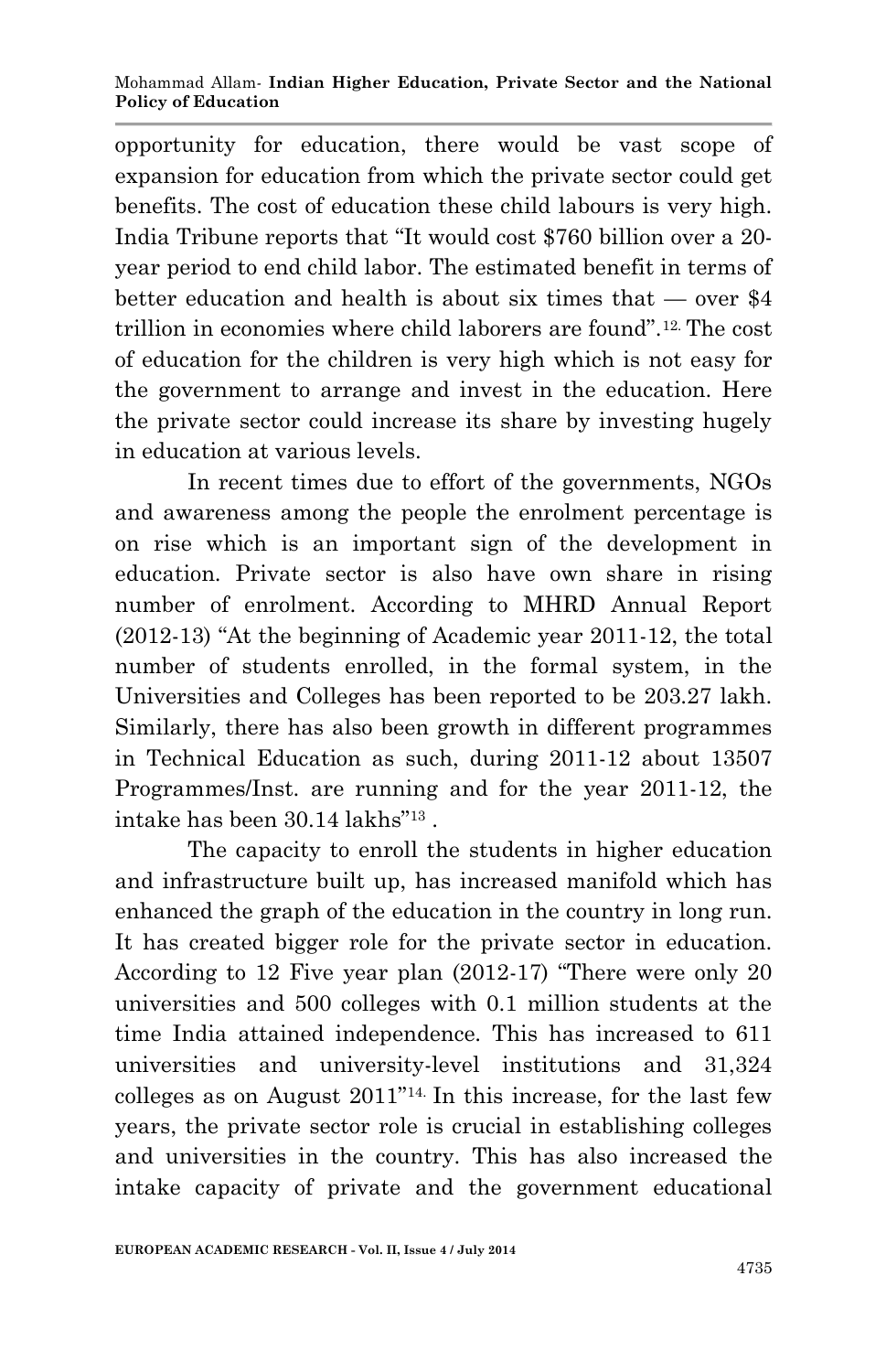opportunity for education, there would be vast scope of expansion for education from which the private sector could get benefits. The cost of education these child labours is very high. India Tribune reports that "It would cost $760 billion over a 20-year period to end child labor. The estimated benefit in terms of better education and health is about six times that — over $4 trillion in economies where child laborers are found".[12] The cost of education for the children is very high which is not easy for the government to arrange and invest in the education. Here the private sector could increase its share by investing hugely in education at various levels.

In recent times due to effort of the governments, NGOs and awareness among the people the enrolment percentage is on rise which is an important sign of the development in education. Private sector is also have own share in rising number of enrolment. According to MHRD Annual Report (2012-13) "At the beginning of Academic year 2011-12, the total number of students enrolled, in the formal system, in the Universities and Colleges has been reported to be 203.27 lakh. Similarly, there has also been growth in different programmes in Technical Education as such, during 2011-12 about 13507 Programmes/Inst. are running and for the year 2011-12, the intake has been 30.14 lakhs"[13] .

The capacity to enroll the students in higher education and infrastructure built up, has increased manifold which has enhanced the graph of the education in the country in long run. It has created bigger role for the private sector in education. According to 12 Five year plan (2012-17) "There were only 20 universities and 500 colleges with 0.1 million students at the time India attained independence. This has increased to 611 universities and university-level institutions and 31,324 colleges as on August 2011"[14]. In this increase, for the last few years, the private sector role is crucial in establishing colleges and universities in the country. This has also increased the intake capacity of private and the government educational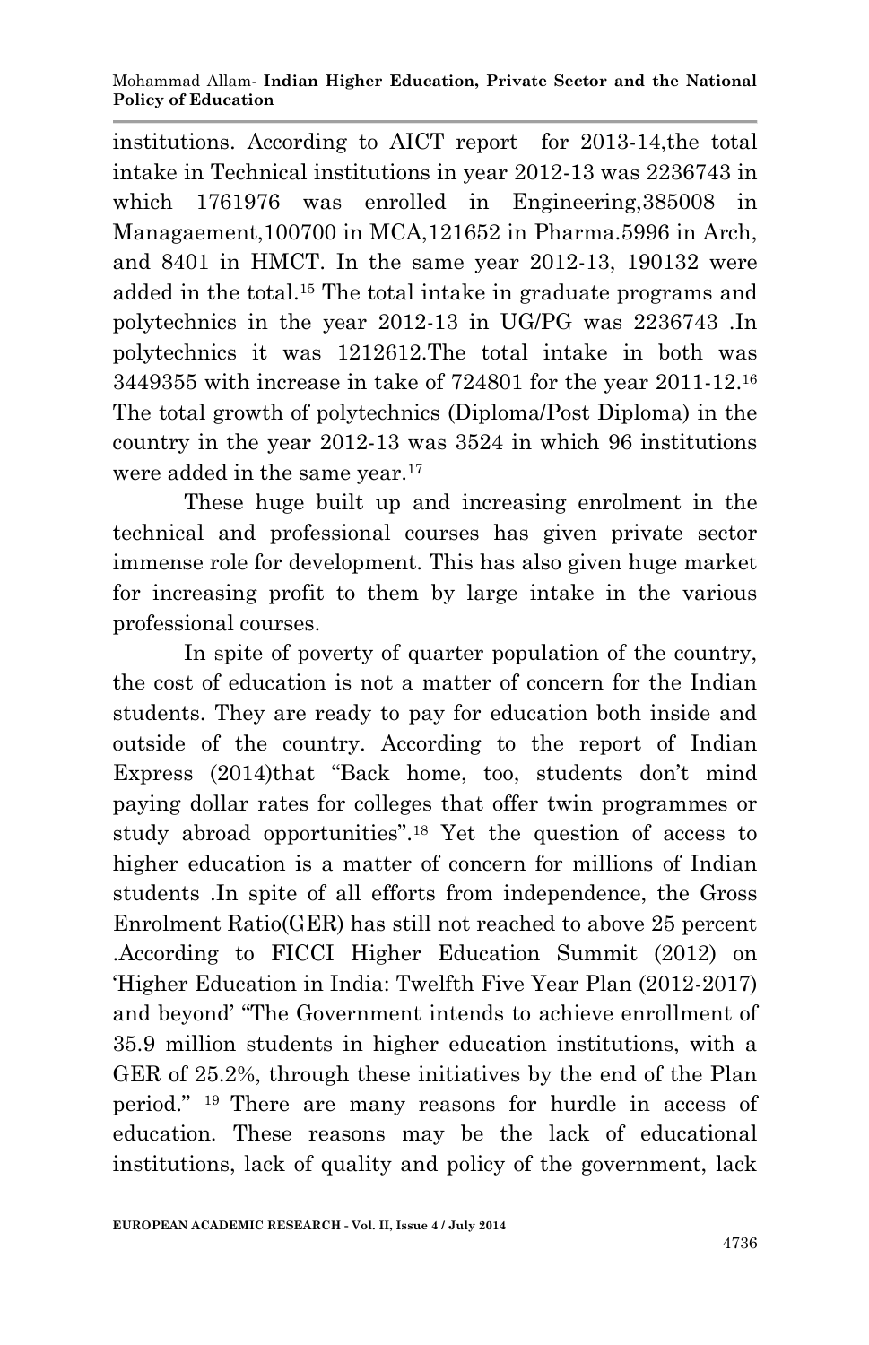institutions. According to AICT report for 2013-14,the total intake in Technical institutions in year 2012-13 was 2236743 in which 1761976 was enrolled in Engineering,385008 in Managaement,100700 in MCA,121652 in Pharma.5996 in Arch, and 8401 in HMCT. In the same year 2012-13, 190132 were added in the total.[15] The total intake in graduate programs and polytechnics in the year 2012-13 in UG/PG was 2236743 .In polytechnics it was 1212612.The total intake in both was 3449355 with increase in take of 724801 for the year 2011-12.[16] The total growth of polytechnics (Diploma/Post Diploma) in the country in the year 2012-13 was 3524 in which 96 institutions were added in the same year.[17]

These huge built up and increasing enrolment in the technical and professional courses has given private sector immense role for development. This has also given huge market for increasing profit to them by large intake in the various professional courses.

In spite of poverty of quarter population of the country, the cost of education is not a matter of concern for the Indian students. They are ready to pay for education both inside and outside of the country. According to the report of Indian Express (2014)that "Back home, too, students don't mind paying dollar rates for colleges that offer twin programmes or study abroad opportunities".[18] Yet the question of access to higher education is a matter of concern for millions of Indian students .In spite of all efforts from independence, the Gross Enrolment Ratio(GER) has still not reached to above 25 percent .According to FICCI Higher Education Summit (2012) on 'Higher Education in India: Twelfth Five Year Plan (2012-2017) and beyond' "The Government intends to achieve enrollment of 35.9 million students in higher education institutions, with a GER of 25.2%, through these initiatives by the end of the Plan period." [19] There are many reasons for hurdle in access of education. These reasons may be the lack of educational institutions, lack of quality and policy of the government, lack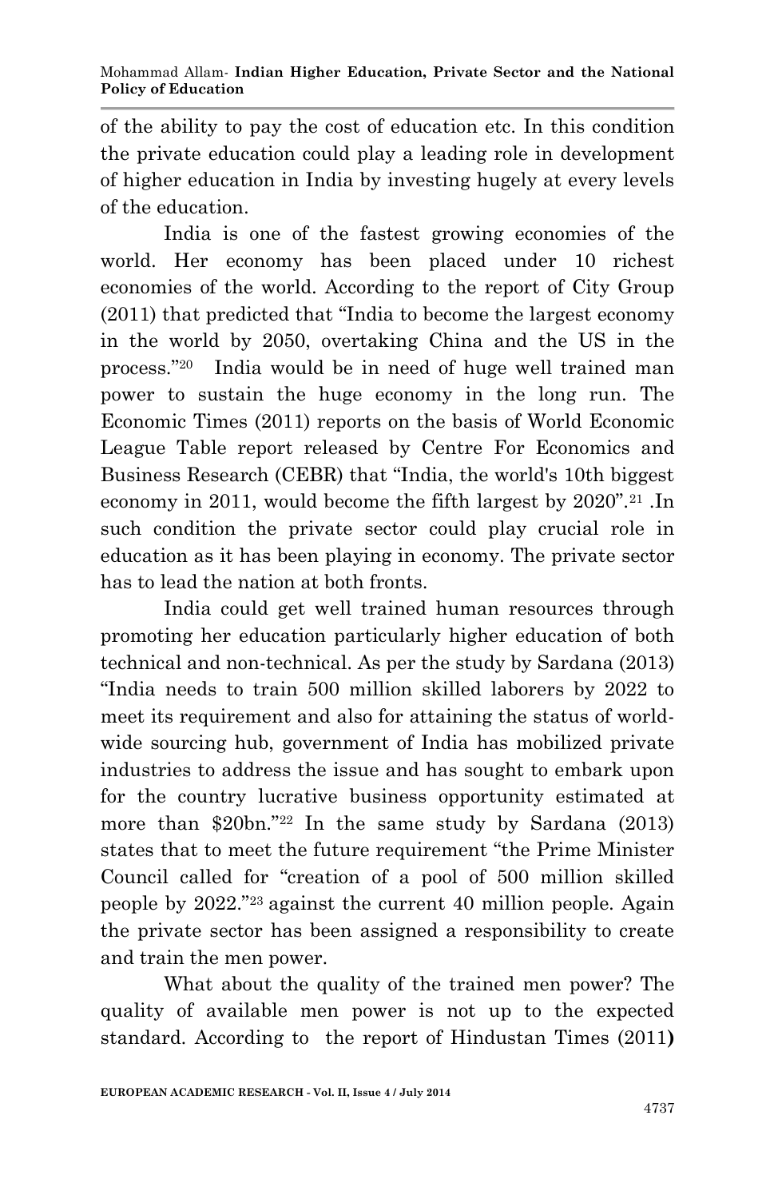of the ability to pay the cost of education etc. In this condition the private education could play a leading role in development of higher education in India by investing hugely at every levels of the education.

India is one of the fastest growing economies of the world. Her economy has been placed under 10 richest economies of the world. According to the report of City Group (2011) that predicted that "India to become the largest economy in the world by 2050, overtaking China and the US in the process."[20] India would be in need of huge well trained man power to sustain the huge economy in the long run. The Economic Times (2011) reports on the basis of World Economic League Table report released by Centre For Economics and Business Research (CEBR) that "India, the world's 10th biggest economy in 2011, would become the fifth largest by 2020".[21] .In such condition the private sector could play crucial role in education as it has been playing in economy. The private sector has to lead the nation at both fronts.

India could get well trained human resources through promoting her education particularly higher education of both technical and non-technical. As per the study by Sardana (2013) "India needs to train 500 million skilled laborers by 2022 to meet its requirement and also for attaining the status of world-wide sourcing hub, government of India has mobilized private industries to address the issue and has sought to embark upon for the country lucrative business opportunity estimated at more than $20bn."[22] In the same study by Sardana (2013) states that to meet the future requirement "the Prime Minister Council called for "creation of a pool of 500 million skilled people by 2022."[23] against the current 40 million people. Again the private sector has been assigned a responsibility to create and train the men power.

What about the quality of the trained men power? The quality of available men power is not up to the expected standard. According to the report of Hindustan Times (2011**)**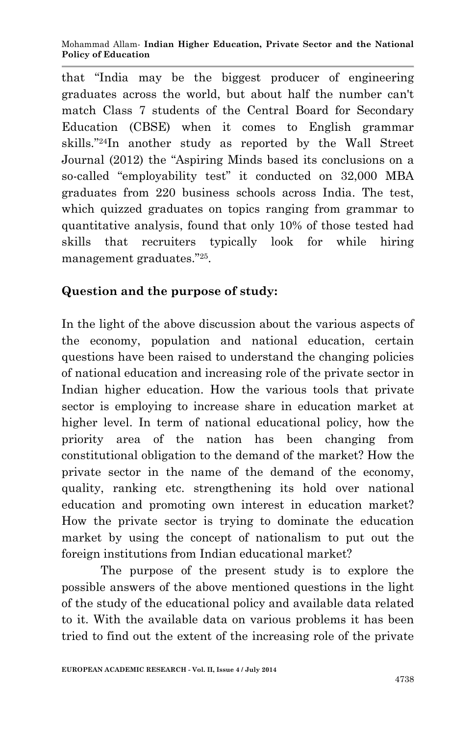that "India may be the biggest producer of engineering graduates across the world, but about half the number can't match Class 7 students of the Central Board for Secondary Education (CBSE) when it comes to English grammar skills."[24]In another study as reported by the Wall Street Journal (2012) the "Aspiring Minds based its conclusions on a so-called "employability test" it conducted on 32,000 MBA graduates from 220 business schools across India. The test, which quizzed graduates on topics ranging from grammar to quantitative analysis, found that only 10% of those tested had skills that recruiters typically look for while hiring management graduates."[25].

**Question and the purpose of study:**

In the light of the above discussion about the various aspects of the economy, population and national education, certain questions have been raised to understand the changing policies of national education and increasing role of the private sector in Indian higher education. How the various tools that private sector is employing to increase share in education market at higher level. In term of national educational policy, how the priority area of the nation has been changing from constitutional obligation to the demand of the market? How the private sector in the name of the demand of the economy, quality, ranking etc. strengthening its hold over national education and promoting own interest in education market? How the private sector is trying to dominate the education market by using the concept of nationalism to put out the foreign institutions from Indian educational market?

The purpose of the present study is to explore the possible answers of the above mentioned questions in the light of the study of the educational policy and available data related to it. With the available data on various problems it has been tried to find out the extent of the increasing role of the private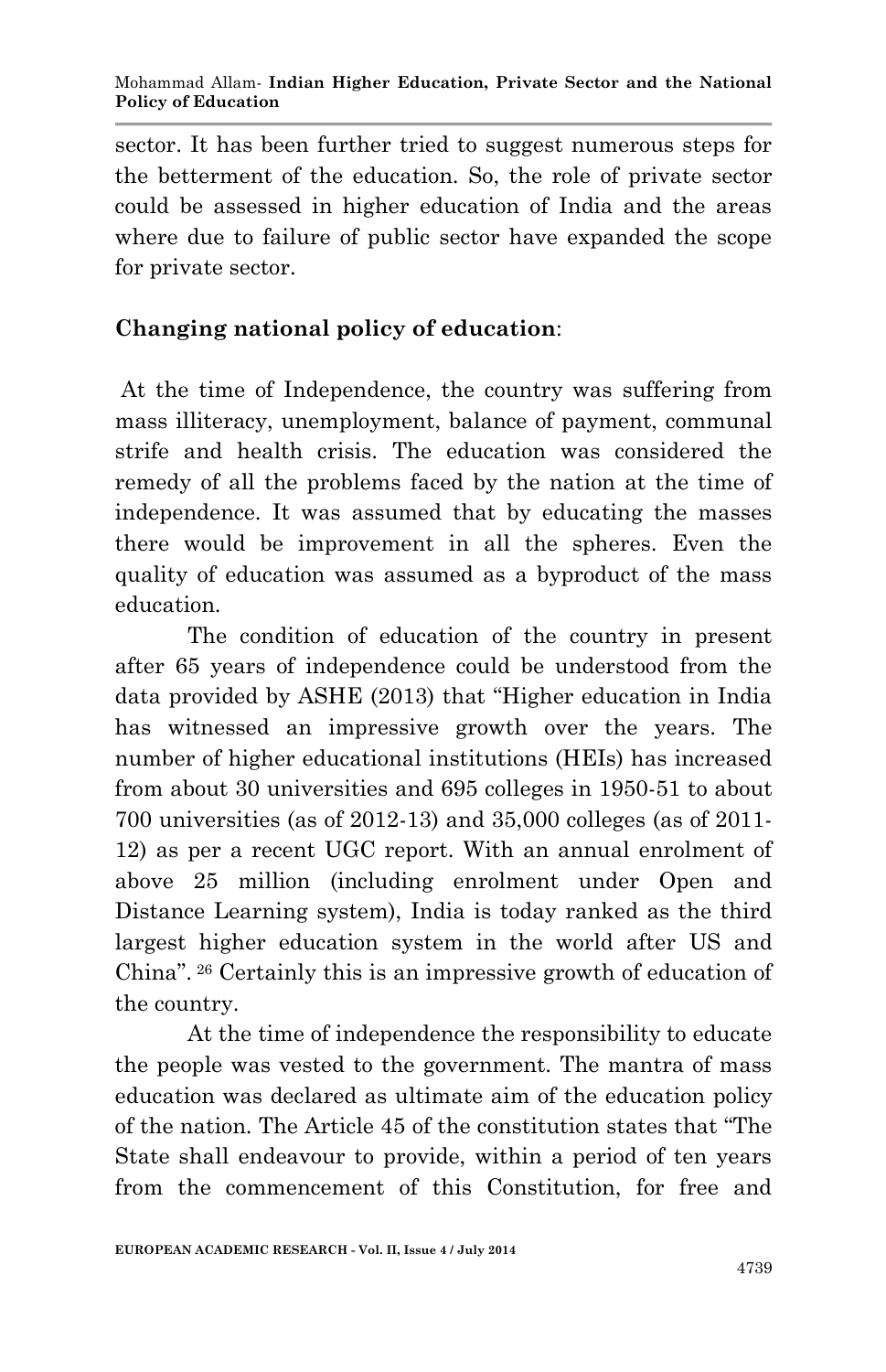sector. It has been further tried to suggest numerous steps for the betterment of the education. So, the role of private sector could be assessed in higher education of India and the areas where due to failure of public sector have expanded the scope for private sector.

**Changing national policy of education**:

At the time of Independence, the country was suffering from mass illiteracy, unemployment, balance of payment, communal strife and health crisis. The education was considered the remedy of all the problems faced by the nation at the time of independence. It was assumed that by educating the masses there would be improvement in all the spheres. Even the quality of education was assumed as a byproduct of the mass education.

The condition of education of the country in present after 65 years of independence could be understood from the data provided by ASHE (2013) that "Higher education in India has witnessed an impressive growth over the years. The number of higher educational institutions (HEIs) has increased from about 30 universities and 695 colleges in 1950-51 to about 700 universities (as of 2012-13) and 35,000 colleges (as of 2011-12) as per a recent UGC report. With an annual enrolment of above 25 million (including enrolment under Open and Distance Learning system), India is today ranked as the third largest higher education system in the world after US and China". [26] Certainly this is an impressive growth of education of the country.

At the time of independence the responsibility to educate the people was vested to the government. The mantra of mass education was declared as ultimate aim of the education policy of the nation. The Article 45 of the constitution states that "The State shall endeavour to provide, within a period of ten years from the commencement of this Constitution, for free and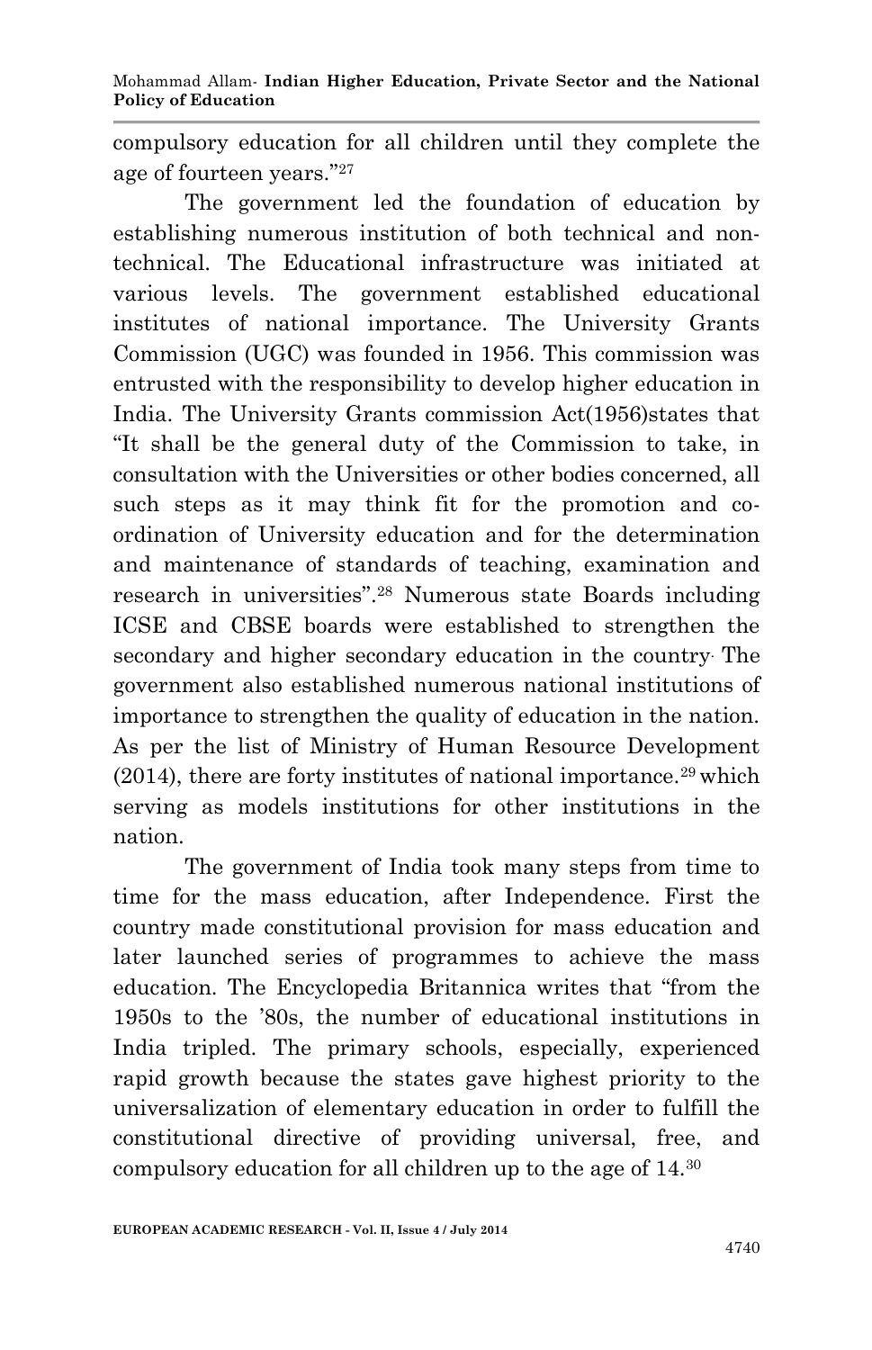compulsory education for all children until they complete the age of fourteen years."[27]

The government led the foundation of education by establishing numerous institution of both technical and non-technical. The Educational infrastructure was initiated at various levels. The government established educational institutes of national importance. The University Grants Commission (UGC) was founded in 1956. This commission was entrusted with the responsibility to develop higher education in India. The University Grants commission Act(1956)states that "It shall be the general duty of the Commission to take, in consultation with the Universities or other bodies concerned, all such steps as it may think fit for the promotion and co-ordination of University education and for the determination and maintenance of standards of teaching, examination and research in universities".[28] Numerous state Boards including ICSE and CBSE boards were established to strengthen the secondary and higher secondary education in the country. The government also established numerous national institutions of importance to strengthen the quality of education in the nation. As per the list of Ministry of Human Resource Development (2014), there are forty institutes of national importance.[29] which serving as models institutions for other institutions in the nation.

The government of India took many steps from time to time for the mass education, after Independence. First the country made constitutional provision for mass education and later launched series of programmes to achieve the mass education. The Encyclopedia Britannica writes that "from the 1950s to the '80s, the number of educational institutions in India tripled. The primary schools, especially, experienced rapid growth because the states gave highest priority to the universalization of elementary education in order to fulfill the constitutional directive of providing universal, free, and compulsory education for all children up to the age of 14.[30]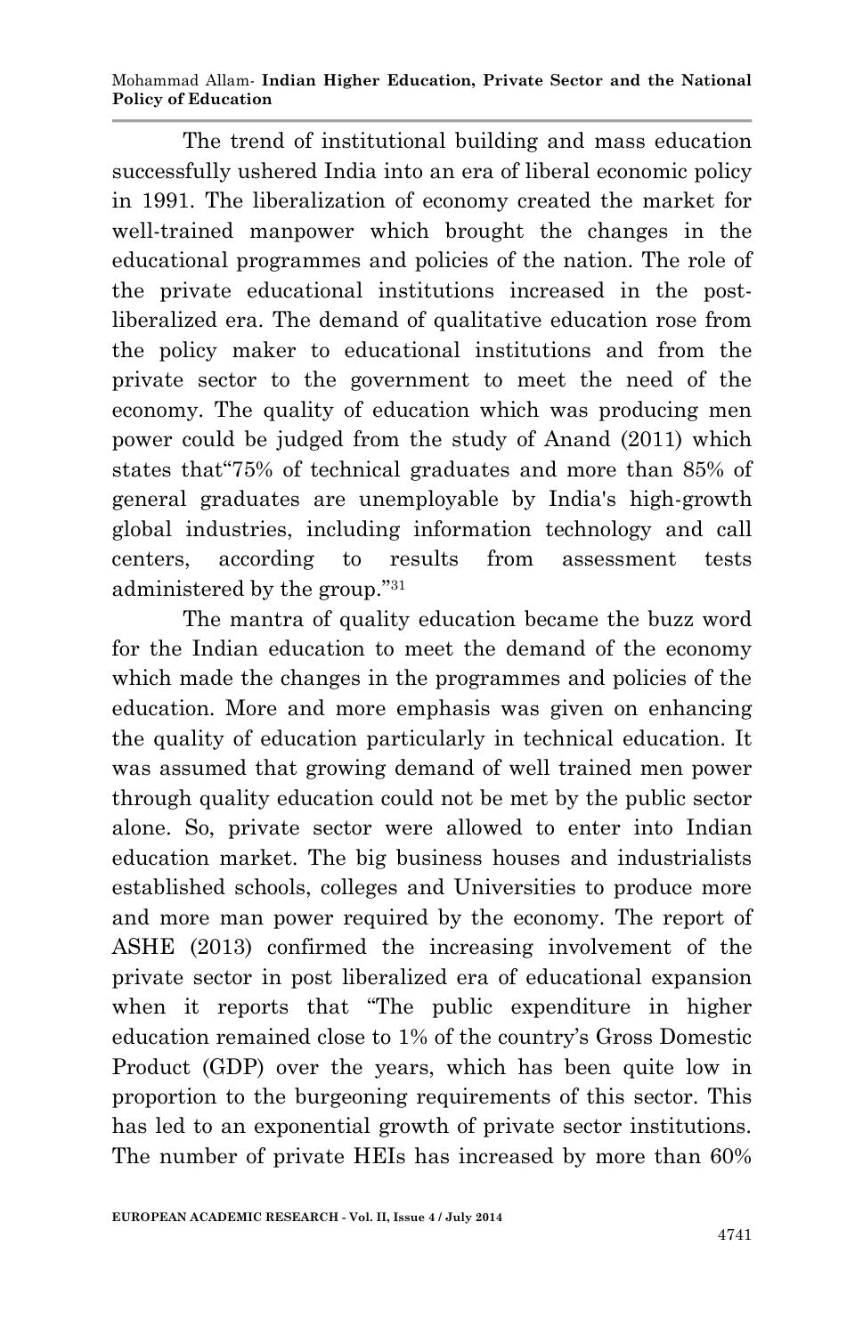The trend of institutional building and mass education successfully ushered India into an era of liberal economic policy in 1991. The liberalization of economy created the market for well-trained manpower which brought the changes in the educational programmes and policies of the nation. The role of the private educational institutions increased in the post-liberalized era. The demand of qualitative education rose from the policy maker to educational institutions and from the private sector to the government to meet the need of the economy. The quality of education which was producing men power could be judged from the study of Anand (2011) which states that"75% of technical graduates and more than 85% of general graduates are unemployable by India's high-growth global industries, including information technology and call centers, according to results from assessment tests administered by the group."[31]

The mantra of quality education became the buzz word for the Indian education to meet the demand of the economy which made the changes in the programmes and policies of the education. More and more emphasis was given on enhancing the quality of education particularly in technical education. It was assumed that growing demand of well trained men power through quality education could not be met by the public sector alone. So, private sector were allowed to enter into Indian education market. The big business houses and industrialists established schools, colleges and Universities to produce more and more man power required by the economy. The report of ASHE (2013) confirmed the increasing involvement of the private sector in post liberalized era of educational expansion when it reports that "The public expenditure in higher education remained close to 1% of the country's Gross Domestic Product (GDP) over the years, which has been quite low in proportion to the burgeoning requirements of this sector. This has led to an exponential growth of private sector institutions. The number of private HEIs has increased by more than 60%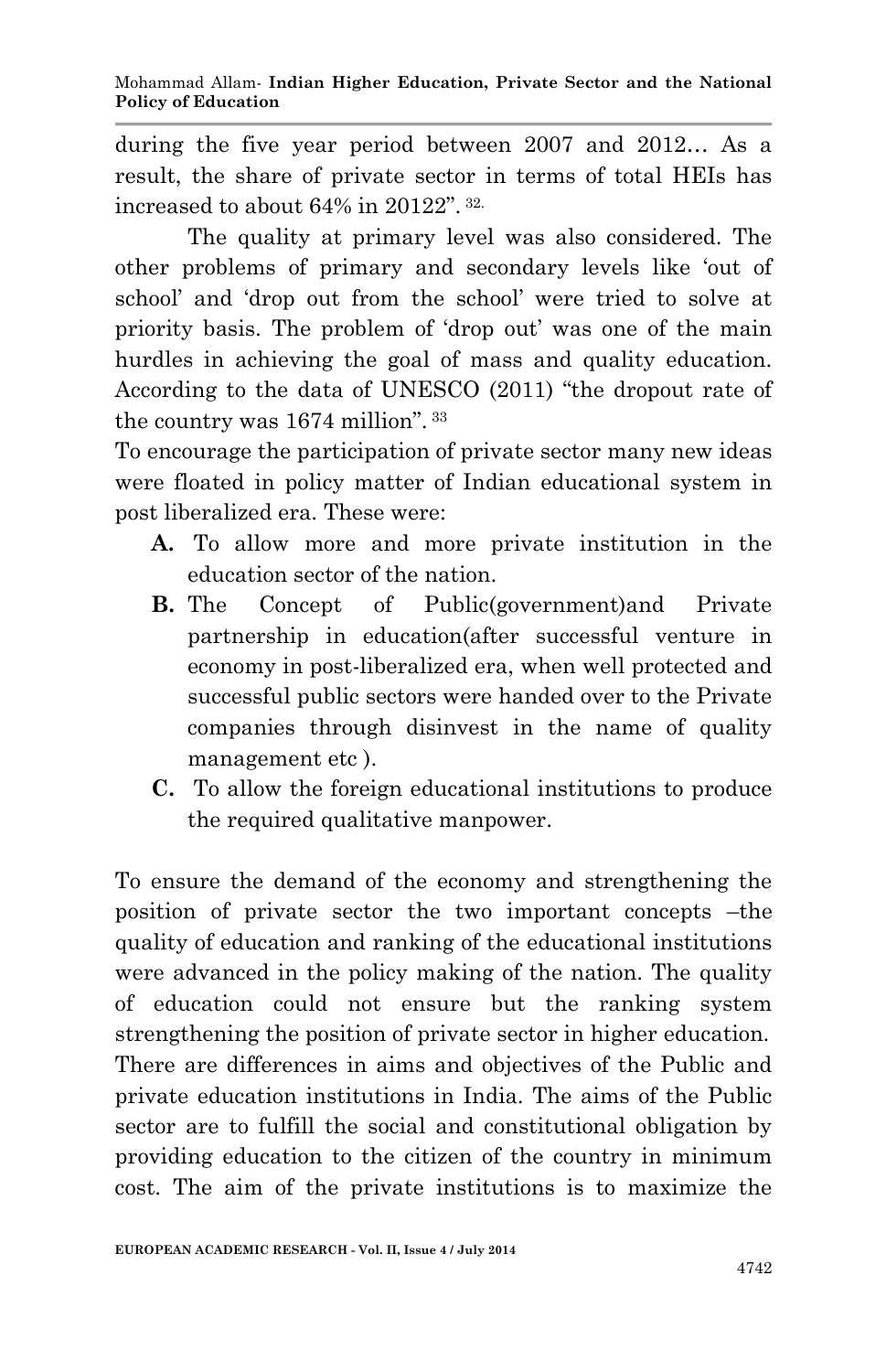during the five year period between 2007 and 2012… As a result, the share of private sector in terms of total HEIs has increased to about 64% in 20122". [32.]

The quality at primary level was also considered. The other problems of primary and secondary levels like 'out of school' and 'drop out from the school' were tried to solve at priority basis. The problem of 'drop out' was one of the main hurdles in achieving the goal of mass and quality education. According to the data of UNESCO (2011) "the dropout rate of the country was 1674 million". [33]

To encourage the participation of private sector many new ideas were floated in policy matter of Indian educational system in post liberalized era. These were:

- **A.** To allow more and more private institution in the education sector of the nation.
- **B.** The Concept of Public(government)and Private partnership in education(after successful venture in economy in post-liberalized era, when well protected and successful public sectors were handed over to the Private companies through disinvest in the name of quality management etc ).
- **C.** To allow the foreign educational institutions to produce the required qualitative manpower.

To ensure the demand of the economy and strengthening the position of private sector the two important concepts –the quality of education and ranking of the educational institutions were advanced in the policy making of the nation. The quality of education could not ensure but the ranking system strengthening the position of private sector in higher education. There are differences in aims and objectives of the Public and private education institutions in India. The aims of the Public sector are to fulfill the social and constitutional obligation by providing education to the citizen of the country in minimum cost. The aim of the private institutions is to maximize the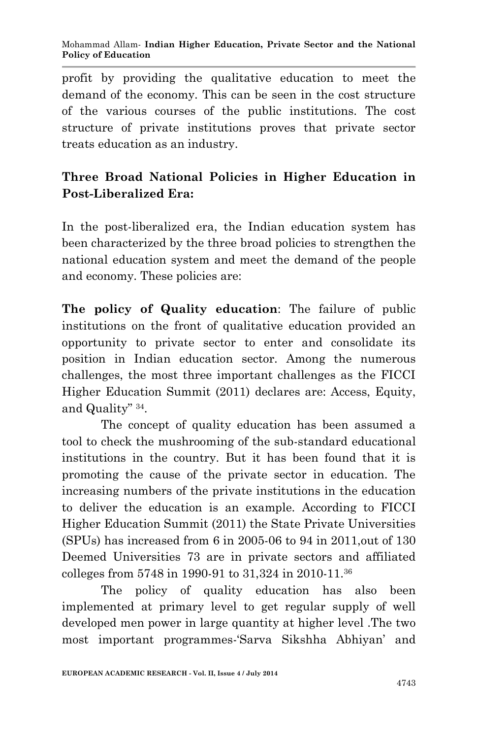profit by providing the qualitative education to meet the demand of the economy. This can be seen in the cost structure of the various courses of the public institutions. The cost structure of private institutions proves that private sector treats education as an industry.

## Three Broad National Policies in Higher Education in Post-Liberalized Era:

In the post-liberalized era, the Indian education system has been characterized by the three broad policies to strengthen the national education system and meet the demand of the people and economy. These policies are:

**The policy of Quality education**: The failure of public institutions on the front of qualitative education provided an opportunity to private sector to enter and consolidate its position in Indian education sector. Among the numerous challenges, the most three important challenges as the FICCI Higher Education Summit (2011) declares are: Access, Equity, and Quality" [34].

The concept of quality education has been assumed a tool to check the mushrooming of the sub-standard educational institutions in the country. But it has been found that it is promoting the cause of the private sector in education. The increasing numbers of the private institutions in the education to deliver the education is an example. According to FICCI Higher Education Summit (2011) the State Private Universities (SPUs) has increased from 6 in 2005-06 to 94 in 2011,out of 130 Deemed Universities 73 are in private sectors and affiliated colleges from 5748 in 1990-91 to 31,324 in 2010-11.[36]

The policy of quality education has also been implemented at primary level to get regular supply of well developed men power in large quantity at higher level .The two most important programmes-'Sarva Sikshha Abhiyan' and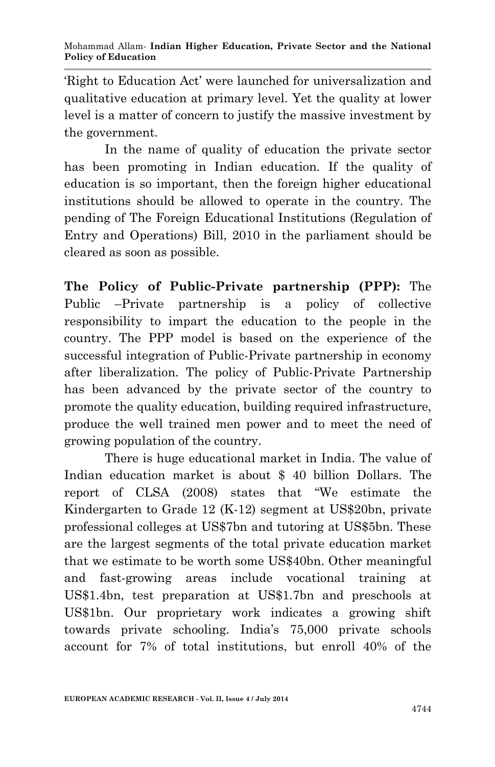'Right to Education Act' were launched for universalization and qualitative education at primary level. Yet the quality at lower level is a matter of concern to justify the massive investment by the government.

In the name of quality of education the private sector has been promoting in Indian education. If the quality of education is so important, then the foreign higher educational institutions should be allowed to operate in the country. The pending of The Foreign Educational Institutions (Regulation of Entry and Operations) Bill, 2010 in the parliament should be cleared as soon as possible.

**The Policy of Public-Private partnership (PPP):** The Public –Private partnership is a policy of collective responsibility to impart the education to the people in the country. The PPP model is based on the experience of the successful integration of Public-Private partnership in economy after liberalization. The policy of Public-Private Partnership has been advanced by the private sector of the country to promote the quality education, building required infrastructure, produce the well trained men power and to meet the need of growing population of the country.

There is huge educational market in India. The value of Indian education market is about $ 40 billion Dollars. The report of CLSA (2008) states that "We estimate the Kindergarten to Grade 12 (K-12) segment at US$20bn, private professional colleges at US$7bn and tutoring at US$5bn. These are the largest segments of the total private education market that we estimate to be worth some US$40bn. Other meaningful and fast-growing areas include vocational training at US$1.4bn, test preparation at US$1.7bn and preschools at US$1bn. Our proprietary work indicates a growing shift towards private schooling. India's 75,000 private schools account for 7% of total institutions, but enroll 40% of the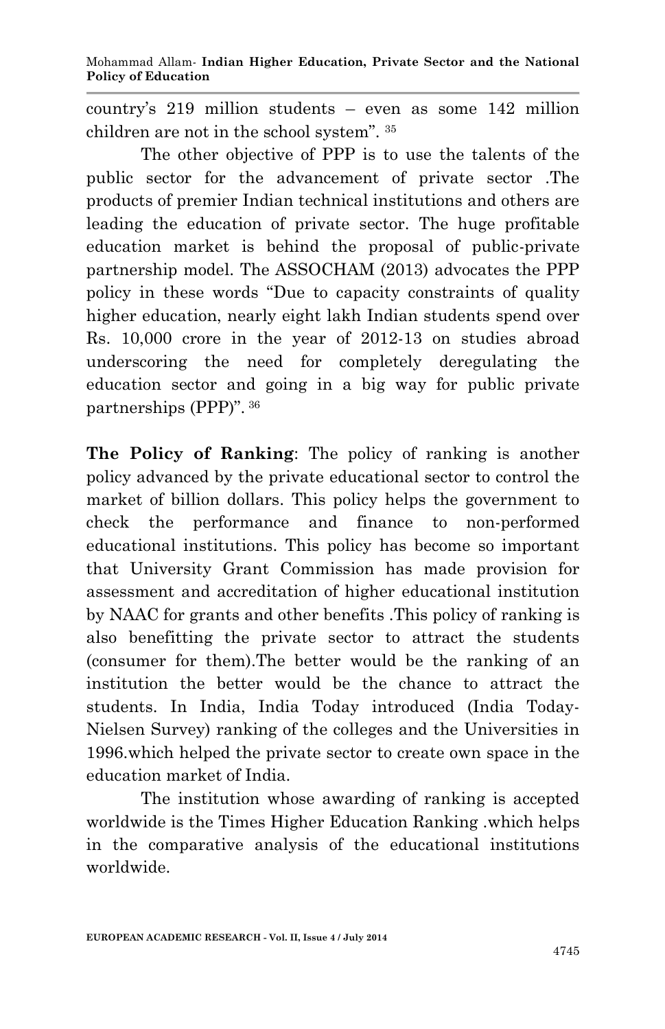country's 219 million students – even as some 142 million children are not in the school system". [35]

The other objective of PPP is to use the talents of the public sector for the advancement of private sector .The products of premier Indian technical institutions and others are leading the education of private sector. The huge profitable education market is behind the proposal of public-private partnership model. The ASSOCHAM (2013) advocates the PPP policy in these words "Due to capacity constraints of quality higher education, nearly eight lakh Indian students spend over Rs. 10,000 crore in the year of 2012-13 on studies abroad underscoring the need for completely deregulating the education sector and going in a big way for public private partnerships (PPP)". [36]

**The Policy of Ranking**: The policy of ranking is another policy advanced by the private educational sector to control the market of billion dollars. This policy helps the government to check the performance and finance to non-performed educational institutions. This policy has become so important that University Grant Commission has made provision for assessment and accreditation of higher educational institution by NAAC for grants and other benefits .This policy of ranking is also benefitting the private sector to attract the students (consumer for them).The better would be the ranking of an institution the better would be the chance to attract the students. In India, India Today introduced (India Today-Nielsen Survey) ranking of the colleges and the Universities in 1996.which helped the private sector to create own space in the education market of India.

The institution whose awarding of ranking is accepted worldwide is the Times Higher Education Ranking .which helps in the comparative analysis of the educational institutions worldwide.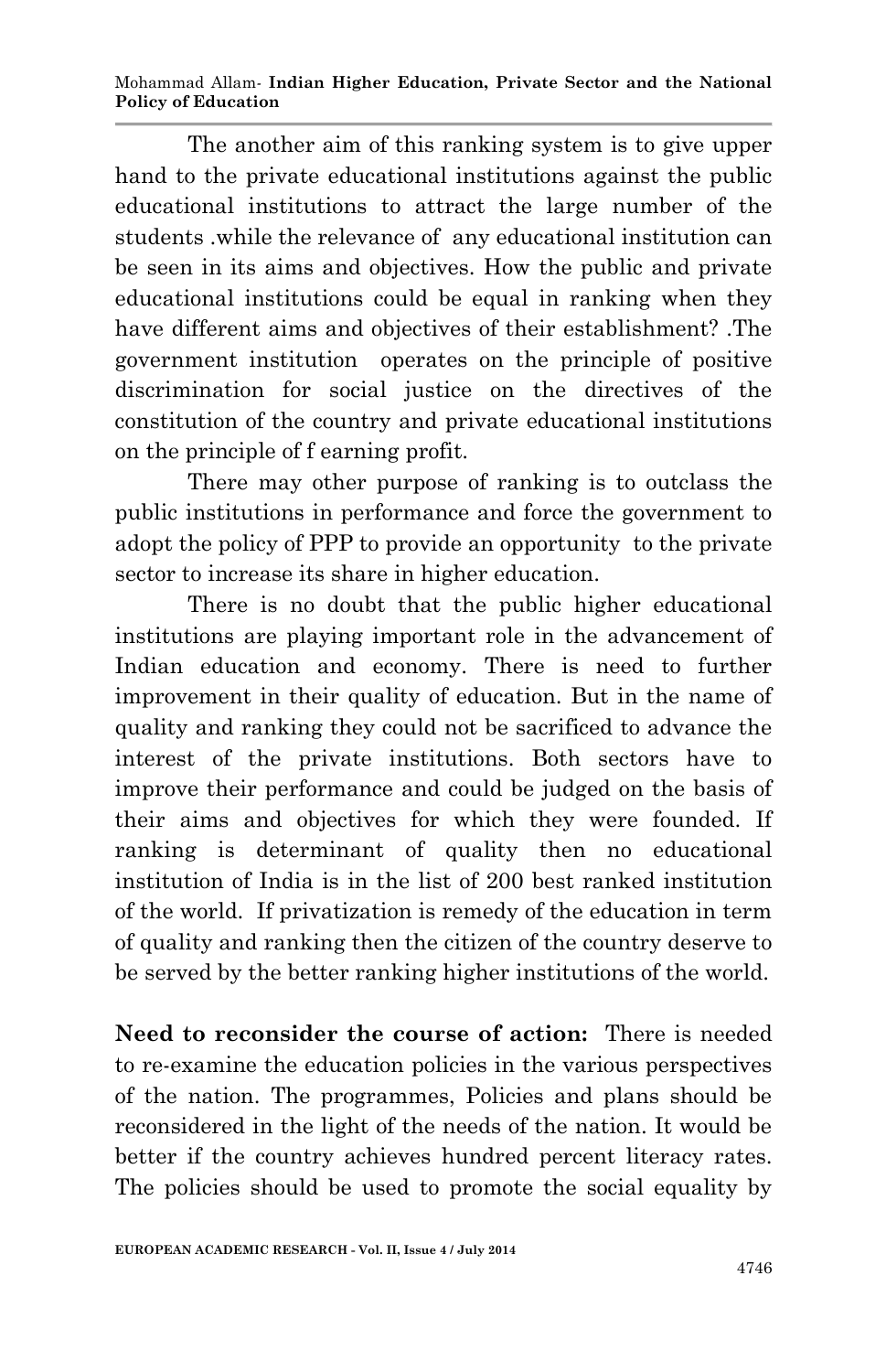The another aim of this ranking system is to give upper hand to the private educational institutions against the public educational institutions to attract the large number of the students .while the relevance of any educational institution can be seen in its aims and objectives. How the public and private educational institutions could be equal in ranking when they have different aims and objectives of their establishment? .The government institution operates on the principle of positive discrimination for social justice on the directives of the constitution of the country and private educational institutions on the principle of f earning profit.

There may other purpose of ranking is to outclass the public institutions in performance and force the government to adopt the policy of PPP to provide an opportunity to the private sector to increase its share in higher education.

There is no doubt that the public higher educational institutions are playing important role in the advancement of Indian education and economy. There is need to further improvement in their quality of education. But in the name of quality and ranking they could not be sacrificed to advance the interest of the private institutions. Both sectors have to improve their performance and could be judged on the basis of their aims and objectives for which they were founded. If ranking is determinant of quality then no educational institution of India is in the list of 200 best ranked institution of the world. If privatization is remedy of the education in term of quality and ranking then the citizen of the country deserve to be served by the better ranking higher institutions of the world.

**Need to reconsider the course of action:** There is needed to re-examine the education policies in the various perspectives of the nation. The programmes, Policies and plans should be reconsidered in the light of the needs of the nation. It would be better if the country achieves hundred percent literacy rates. The policies should be used to promote the social equality by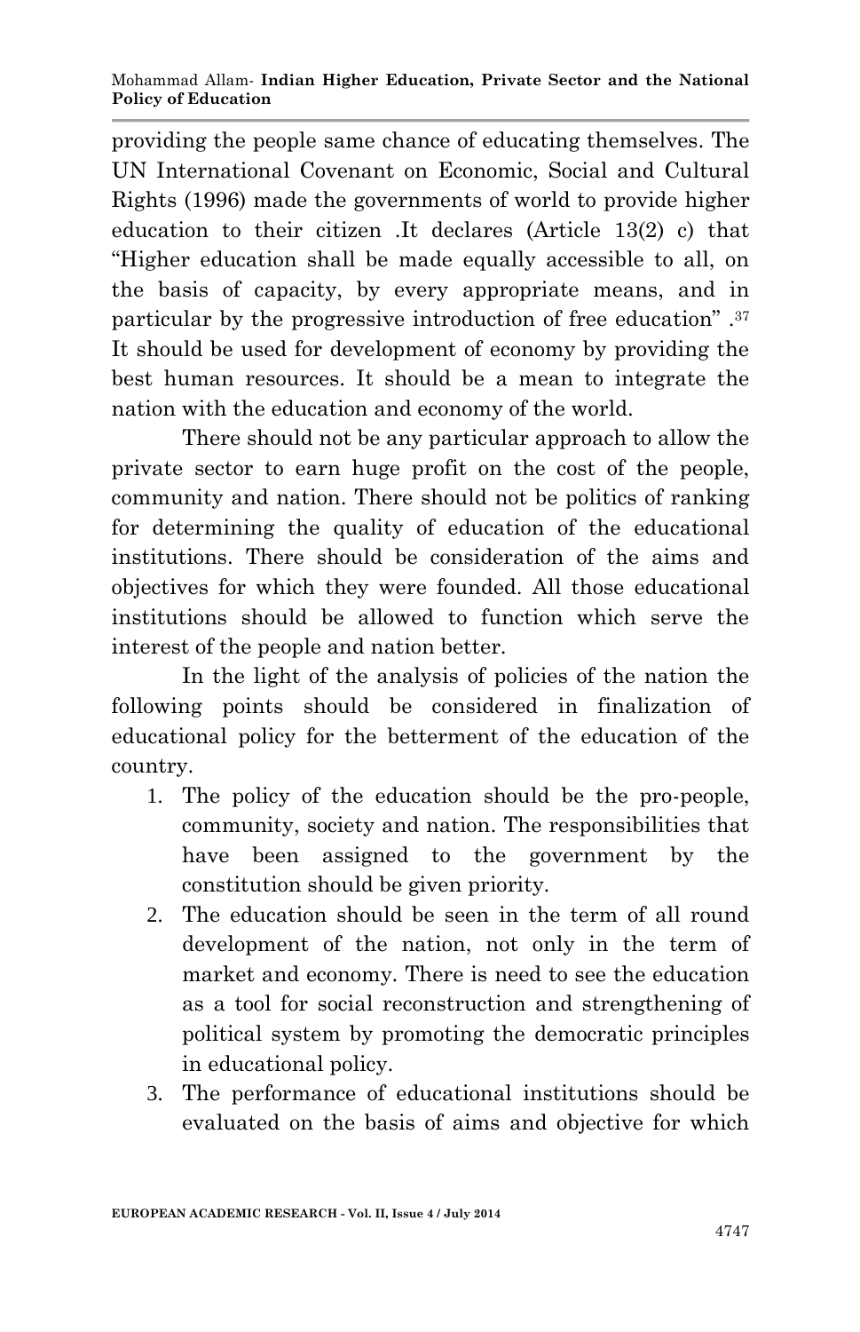providing the people same chance of educating themselves. The UN International Covenant on Economic, Social and Cultural Rights (1996) made the governments of world to provide higher education to their citizen .It declares (Article 13(2) c) that "Higher education shall be made equally accessible to all, on the basis of capacity, by every appropriate means, and in particular by the progressive introduction of free education" .[37] It should be used for development of economy by providing the best human resources. It should be a mean to integrate the nation with the education and economy of the world.

There should not be any particular approach to allow the private sector to earn huge profit on the cost of the people, community and nation. There should not be politics of ranking for determining the quality of education of the educational institutions. There should be consideration of the aims and objectives for which they were founded. All those educational institutions should be allowed to function which serve the interest of the people and nation better.

In the light of the analysis of policies of the nation the following points should be considered in finalization of educational policy for the betterment of the education of the country.

1. The policy of the education should be the pro-people, community, society and nation. The responsibilities that have been assigned to the government by the constitution should be given priority.
2. The education should be seen in the term of all round development of the nation, not only in the term of market and economy. There is need to see the education as a tool for social reconstruction and strengthening of political system by promoting the democratic principles in educational policy.
3. The performance of educational institutions should be evaluated on the basis of aims and objective for which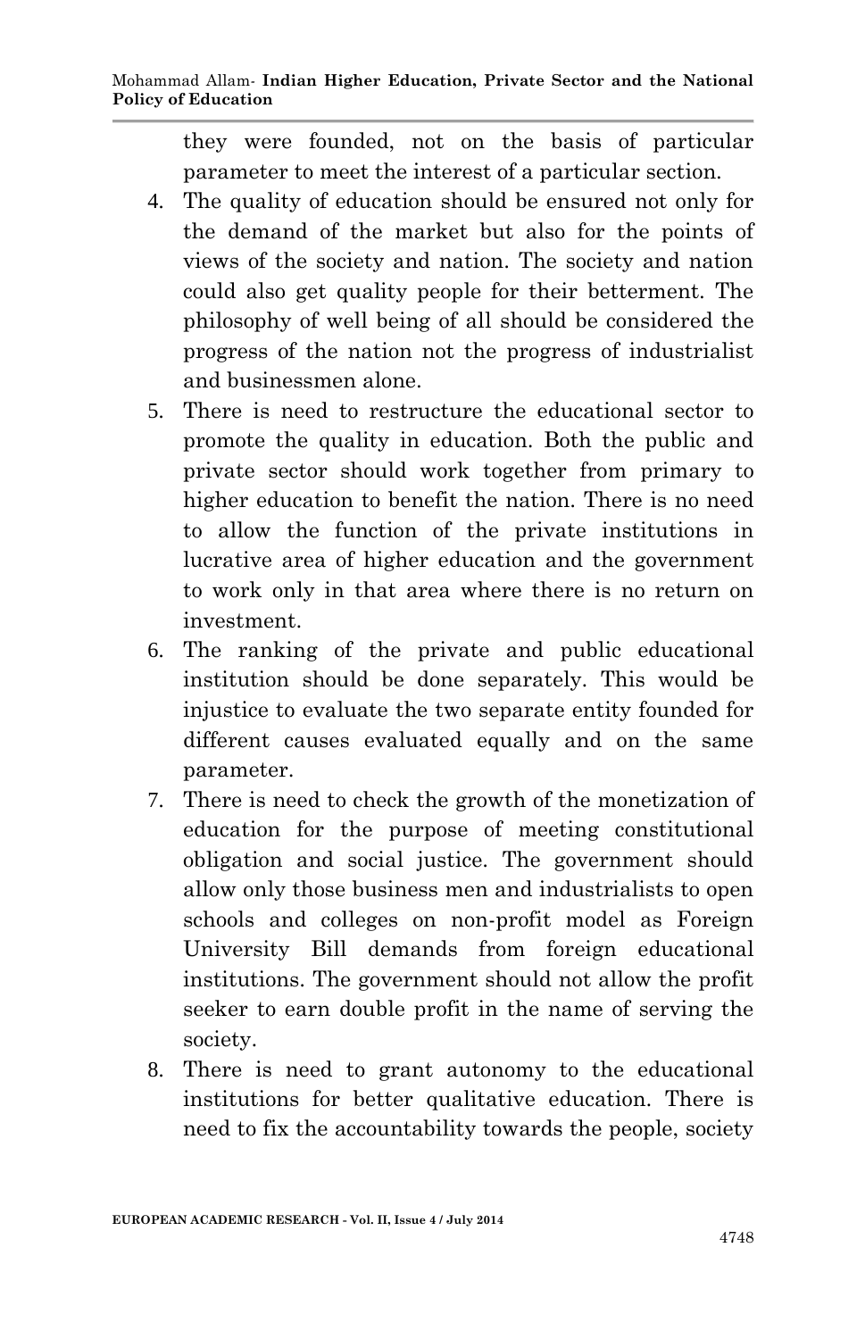they were founded, not on the basis of particular parameter to meet the interest of a particular section.

4. The quality of education should be ensured not only for the demand of the market but also for the points of views of the society and nation. The society and nation could also get quality people for their betterment. The philosophy of well being of all should be considered the progress of the nation not the progress of industrialist and businessmen alone.
5. There is need to restructure the educational sector to promote the quality in education. Both the public and private sector should work together from primary to higher education to benefit the nation. There is no need to allow the function of the private institutions in lucrative area of higher education and the government to work only in that area where there is no return on investment.
6. The ranking of the private and public educational institution should be done separately. This would be injustice to evaluate the two separate entity founded for different causes evaluated equally and on the same parameter.
7. There is need to check the growth of the monetization of education for the purpose of meeting constitutional obligation and social justice. The government should allow only those business men and industrialists to open schools and colleges on non-profit model as Foreign University Bill demands from foreign educational institutions. The government should not allow the profit seeker to earn double profit in the name of serving the society.
8. There is need to grant autonomy to the educational institutions for better qualitative education. There is need to fix the accountability towards the people, society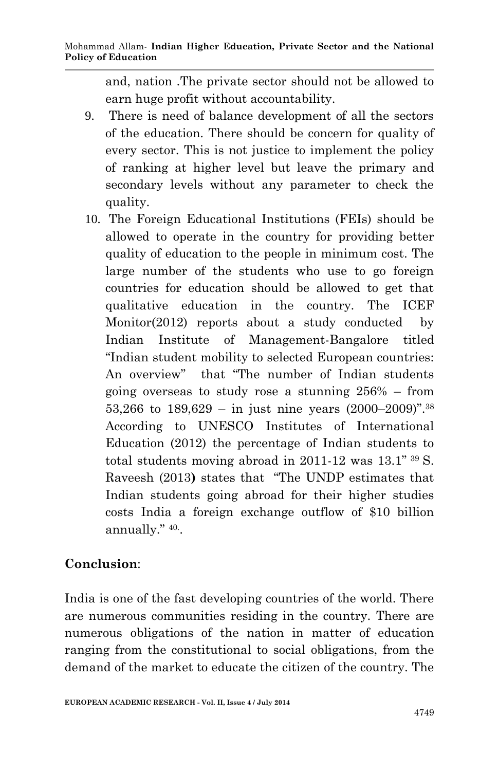and, nation .The private sector should not be allowed to earn huge profit without accountability.

9. There is need of balance development of all the sectors of the education. There should be concern for quality of every sector. This is not justice to implement the policy of ranking at higher level but leave the primary and secondary levels without any parameter to check the quality.
10. The Foreign Educational Institutions (FEIs) should be allowed to operate in the country for providing better quality of education to the people in minimum cost. The large number of the students who use to go foreign countries for education should be allowed to get that qualitative education in the country. The ICEF Monitor(2012) reports about a study conducted by Indian Institute of Management-Bangalore titled "Indian student mobility to selected European countries: An overview" that "The number of Indian students going overseas to study rose a stunning 256% – from 53,266 to 189,629 – in just nine years (2000–2009)".[38] According to UNESCO Institutes of International Education (2012) the percentage of Indian students to total students moving abroad in 2011-12 was 13.1" [39] S. Raveesh (2013**)** states that "The UNDP estimates that Indian students going abroad for their higher studies costs India a foreign exchange outflow of $10 billion annually." [40].

## Conclusion:

India is one of the fast developing countries of the world. There are numerous communities residing in the country. There are numerous obligations of the nation in matter of education ranging from the constitutional to social obligations, from the demand of the market to educate the citizen of the country. The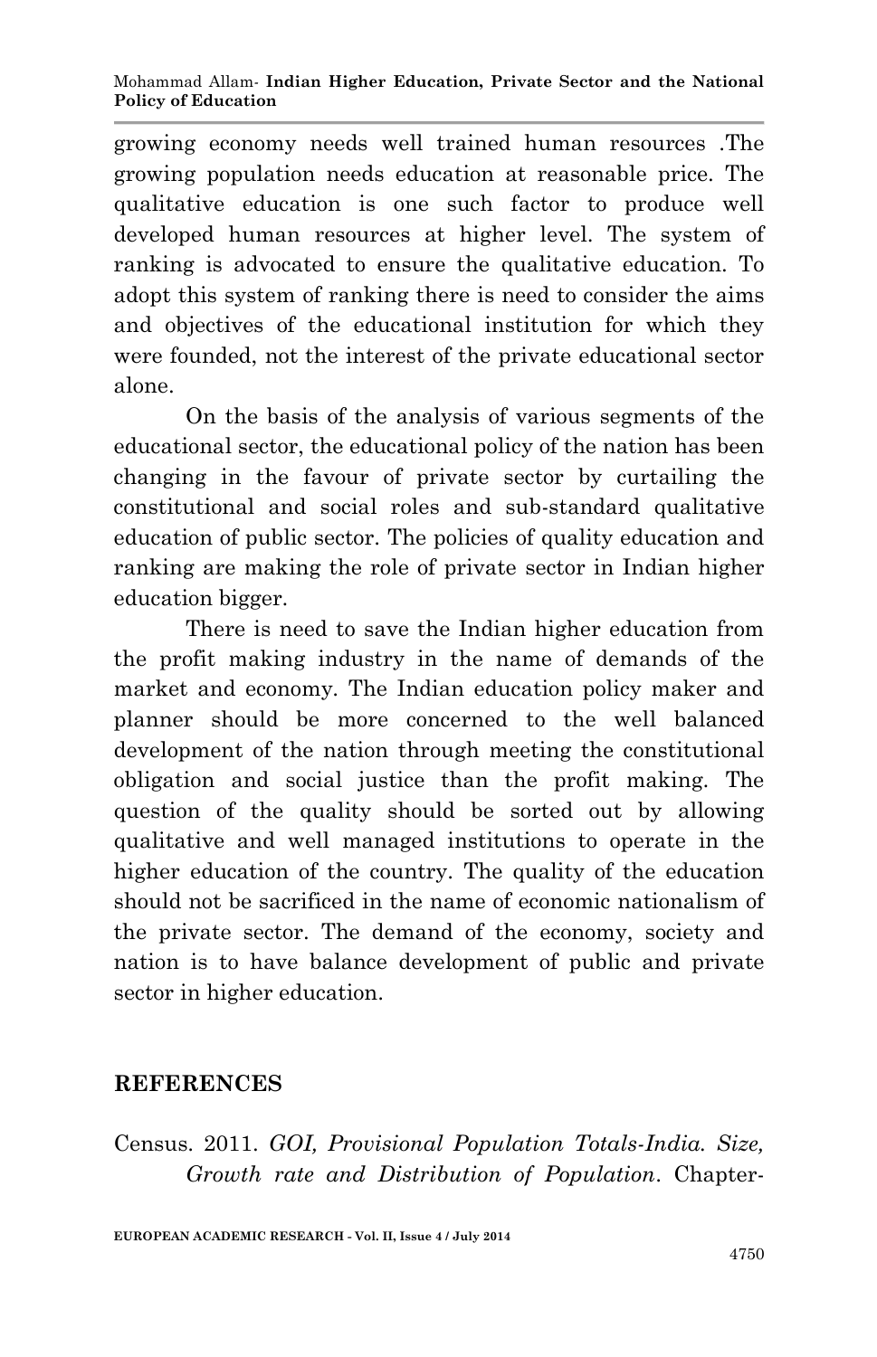growing economy needs well trained human resources .The growing population needs education at reasonable price. The qualitative education is one such factor to produce well developed human resources at higher level. The system of ranking is advocated to ensure the qualitative education. To adopt this system of ranking there is need to consider the aims and objectives of the educational institution for which they were founded, not the interest of the private educational sector alone.

On the basis of the analysis of various segments of the educational sector, the educational policy of the nation has been changing in the favour of private sector by curtailing the constitutional and social roles and sub-standard qualitative education of public sector. The policies of quality education and ranking are making the role of private sector in Indian higher education bigger.

There is need to save the Indian higher education from the profit making industry in the name of demands of the market and economy. The Indian education policy maker and planner should be more concerned to the well balanced development of the nation through meeting the constitutional obligation and social justice than the profit making. The question of the quality should be sorted out by allowing qualitative and well managed institutions to operate in the higher education of the country. The quality of the education should not be sacrificed in the name of economic nationalism of the private sector. The demand of the economy, society and nation is to have balance development of public and private sector in higher education.

## REFERENCES

Census. 2011. *GOI, Provisional Population Totals-India. Size, Growth rate and Distribution of Population*. Chapter-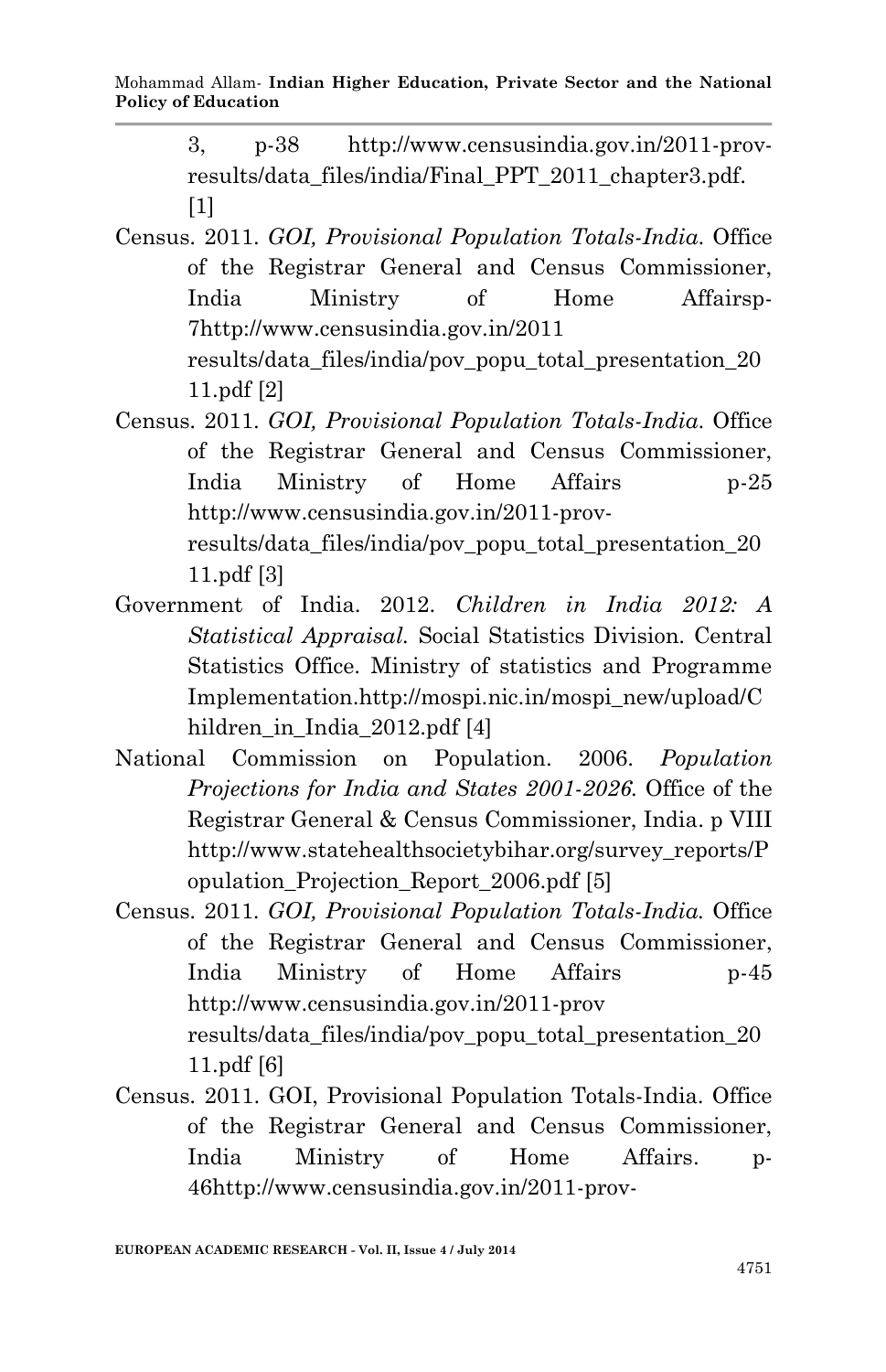3, p-38 http://www.censusindia.gov.in/2011-prov-results/data_files/india/Final_PPT_2011_chapter3.pdf. [1]

Census. 2011. *GOI, Provisional Population Totals-India*. Office of the Registrar General and Census Commissioner, India Ministry of Home Affairsp-7http://www.censusindia.gov.in/2011 results/data_files/india/pov_popu_total_presentation_2011.pdf [2]

Census. 2011. *GOI, Provisional Population Totals-India*. Office of the Registrar General and Census Commissioner, India Ministry of Home Affairs p-25 http://www.censusindia.gov.in/2011-prov-results/data_files/india/pov_popu_total_presentation_2011.pdf [3]

Government of India. 2012. *Children in India 2012: A Statistical Appraisal*. Social Statistics Division. Central Statistics Office. Ministry of statistics and Programme Implementation.http://mospi.nic.in/mospi_new/upload/Children_in_India_2012.pdf [4]

National Commission on Population. 2006. *Population Projections for India and States 2001-2026*. Office of the Registrar General & Census Commissioner, India. p VIII http://www.statehealthsocietybihar.org/survey_reports/Population_Projection_Report_2006.pdf [5]

Census. 2011. *GOI, Provisional Population Totals-India*. Office of the Registrar General and Census Commissioner, India Ministry of Home Affairs p-45 http://www.censusindia.gov.in/2011-prov results/data_files/india/pov_popu_total_presentation_2011.pdf [6]

Census. 2011. GOI, Provisional Population Totals-India. Office of the Registrar General and Census Commissioner, India Ministry of Home Affairs. p-46http://www.censusindia.gov.in/2011-prov-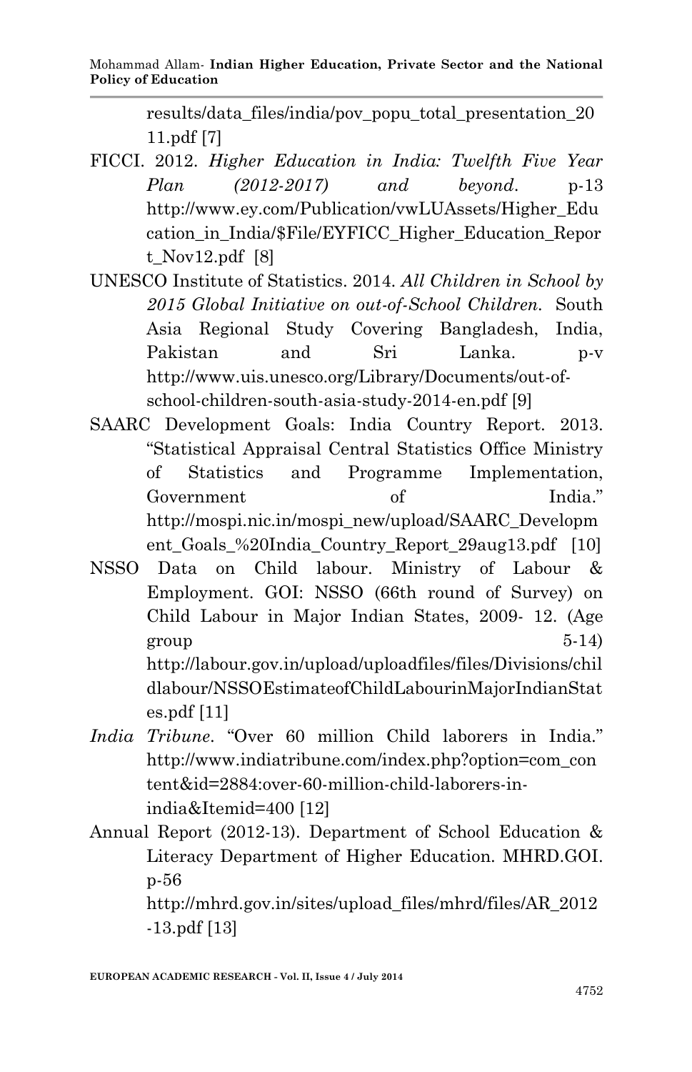results/data_files/india/pov_popu_total_presentation_2011.pdf [7]

FICCI. 2012. *Higher Education in India: Twelfth Five Year Plan (2012-2017) and beyond*. p-13 http://www.ey.com/Publication/vwLUAssets/Higher_Education_in_India/$File/EYFICC_Higher_Education_Report_Nov12.pdf [8]

UNESCO Institute of Statistics. 2014. *All Children in School by 2015 Global Initiative on out-of-School Children.* South Asia Regional Study Covering Bangladesh, India, Pakistan and Sri Lanka. p-v http://www.uis.unesco.org/Library/Documents/out-of-school-children-south-asia-study-2014-en.pdf [9]

SAARC Development Goals: India Country Report. 2013. "Statistical Appraisal Central Statistics Office Ministry of Statistics and Programme Implementation, Government of India." http://mospi.nic.in/mospi_new/upload/SAARC_Development_Goals_%20India_Country_Report_29aug13.pdf [10]

NSSO Data on Child labour. Ministry of Labour & Employment. GOI: NSSO (66th round of Survey) on Child Labour in Major Indian States, 2009- 12. (Age group 5-14) http://labour.gov.in/upload/uploadfiles/files/Divisions/childlabour/NSSOEstimateofChildLabourinMajorIndianStates.pdf [11]

*India Tribune*. "Over 60 million Child laborers in India." http://www.indiatribune.com/index.php?option=com_content&id=2884:over-60-million-child-laborers-in-india&Itemid=400 [12]

Annual Report (2012-13). Department of School Education & Literacy Department of Higher Education. MHRD.GOI. p-56 http://mhrd.gov.in/sites/upload_files/mhrd/files/AR_2012-13.pdf [13]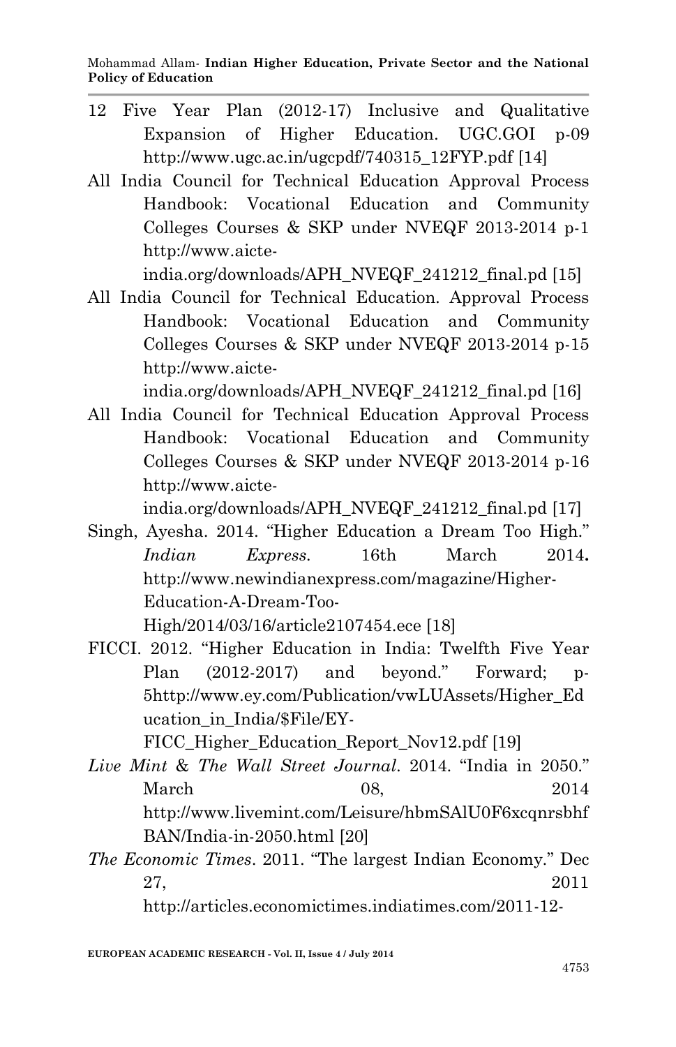12 Five Year Plan (2012-17) Inclusive and Qualitative Expansion of Higher Education. UGC.GOI p-09 http://www.ugc.ac.in/ugcpdf/740315_12FYP.pdf [14]

All India Council for Technical Education Approval Process Handbook: Vocational Education and Community Colleges Courses & SKP under NVEQF 2013-2014 p-1 http://www.aicte-india.org/downloads/APH_NVEQF_241212_final.pd [15]

All India Council for Technical Education. Approval Process Handbook: Vocational Education and Community Colleges Courses & SKP under NVEQF 2013-2014 p-15 http://www.aicte-india.org/downloads/APH_NVEQF_241212_final.pd [16]

All India Council for Technical Education Approval Process Handbook: Vocational Education and Community Colleges Courses & SKP under NVEQF 2013-2014 p-16 http://www.aicte-india.org/downloads/APH_NVEQF_241212_final.pd [17]

Singh, Ayesha. 2014. "Higher Education a Dream Too High." *Indian Express.* 16th March 2014**.** http://www.newindianexpress.com/magazine/Higher-Education-A-Dream-Too-High/2014/03/16/article2107454.ece [18]

FICCI. 2012. "Higher Education in India: Twelfth Five Year Plan (2012-2017) and beyond." Forward; p-5http://www.ey.com/Publication/vwLUAssets/Higher_Education_in_India/$File/EY-FICC_Higher_Education_Report_Nov12.pdf [19]

*Live Mint* & *The Wall Street Journal*. 2014. "India in 2050." March 08, 2014 http://www.livemint.com/Leisure/hbmSAlU0F6xcqnrsbhfBAN/India-in-2050.html [20]

*The Economic Times*. 2011. "The largest Indian Economy." Dec 27, 2011 http://articles.economictimes.indiatimes.com/2011-12-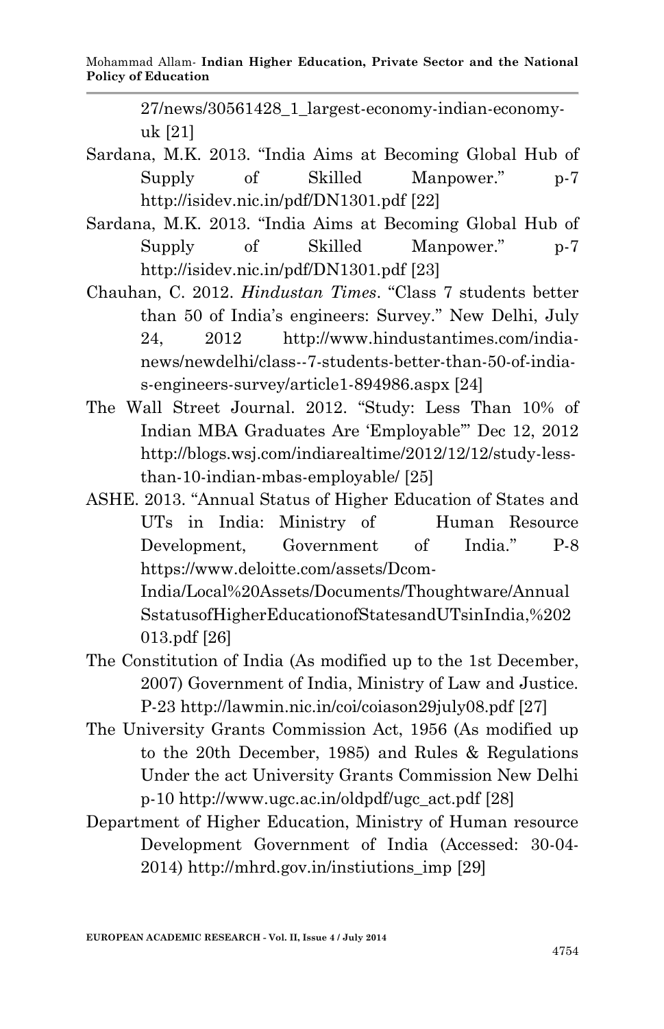27/news/30561428_1_largest-economy-indian-economy-uk [21]

Sardana, M.K. 2013. "India Aims at Becoming Global Hub of Supply of Skilled Manpower." p-7 http://isidev.nic.in/pdf/DN1301.pdf [22]

Sardana, M.K. 2013. "India Aims at Becoming Global Hub of Supply of Skilled Manpower." p-7 http://isidev.nic.in/pdf/DN1301.pdf [23]

Chauhan, C. 2012. *Hindustan Times*. "Class 7 students better than 50 of India's engineers: Survey." New Delhi, July 24, 2012 http://www.hindustantimes.com/india-news/newdelhi/class--7-students-better-than-50-of-india-s-engineers-survey/article1-894986.aspx [24]

The Wall Street Journal. 2012. "Study: Less Than 10% of Indian MBA Graduates Are 'Employable'" Dec 12, 2012 http://blogs.wsj.com/indiarealtime/2012/12/12/study-less-than-10-indian-mbas-employable/ [25]

ASHE. 2013. "Annual Status of Higher Education of States and UTs in India: Ministry of Human Resource Development, Government of India." P-8 https://www.deloitte.com/assets/Dcom-India/Local%20Assets/Documents/Thoughtware/AnnualSstatusofHigherEducationofStatesandUTsinIndia,%202013.pdf [26]

The Constitution of India (As modified up to the 1st December, 2007) Government of India, Ministry of Law and Justice. P-23 http://lawmin.nic.in/coi/coiason29july08.pdf [27]

The University Grants Commission Act, 1956 (As modified up to the 20th December, 1985) and Rules & Regulations Under the act University Grants Commission New Delhi p-10 http://www.ugc.ac.in/oldpdf/ugc_act.pdf [28]

Department of Higher Education, Ministry of Human resource Development Government of India (Accessed: 30-04-2014) http://mhrd.gov.in/instiutions_imp [29]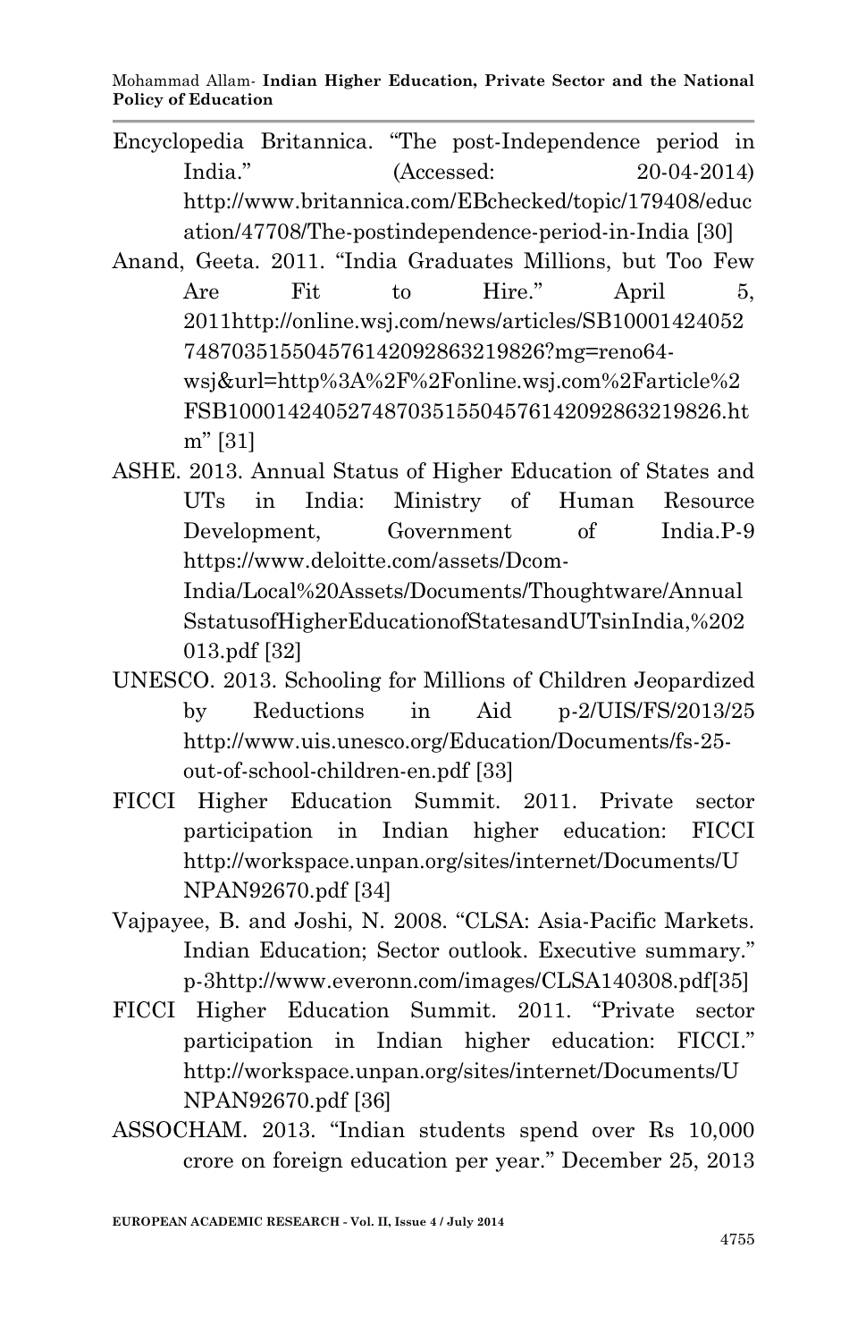Encyclopedia Britannica. "The post-Independence period in India." (Accessed: 20-04-2014) http://www.britannica.com/EBchecked/topic/179408/education/47708/The-postindependence-period-in-India [30]

Anand, Geeta. 2011. "India Graduates Millions, but Too Few Are Fit to Hire." April 5, 2011http://online.wsj.com/news/articles/SB10001424052748703515504576142092863219826?mg=reno64-wsj&url=http%3A%2F%2Fonline.wsj.com%2Farticle%2FSB10001424052748703515504576142092863219826.htm" [31]

ASHE. 2013. Annual Status of Higher Education of States and UTs in India: Ministry of Human Resource Development, Government of India.P-9 https://www.deloitte.com/assets/Dcom-India/Local%20Assets/Documents/Thoughtware/AnnualSstatusofHigherEducationofStatesandUTsinIndia,%202013.pdf [32]

UNESCO. 2013. Schooling for Millions of Children Jeopardized by Reductions in Aid p-2/UIS/FS/2013/25 http://www.uis.unesco.org/Education/Documents/fs-25-out-of-school-children-en.pdf [33]

FICCI Higher Education Summit. 2011. Private sector participation in Indian higher education: FICCI http://workspace.unpan.org/sites/internet/Documents/UNPAN92670.pdf [34]

Vajpayee, B. and Joshi, N. 2008. "CLSA: Asia-Pacific Markets. Indian Education; Sector outlook. Executive summary." p-3http://www.everonn.com/images/CLSA140308.pdf[35]

FICCI Higher Education Summit. 2011. "Private sector participation in Indian higher education: FICCI." http://workspace.unpan.org/sites/internet/Documents/UNPAN92670.pdf [36]

ASSOCHAM. 2013. "Indian students spend over Rs 10,000 crore on foreign education per year." December 25, 2013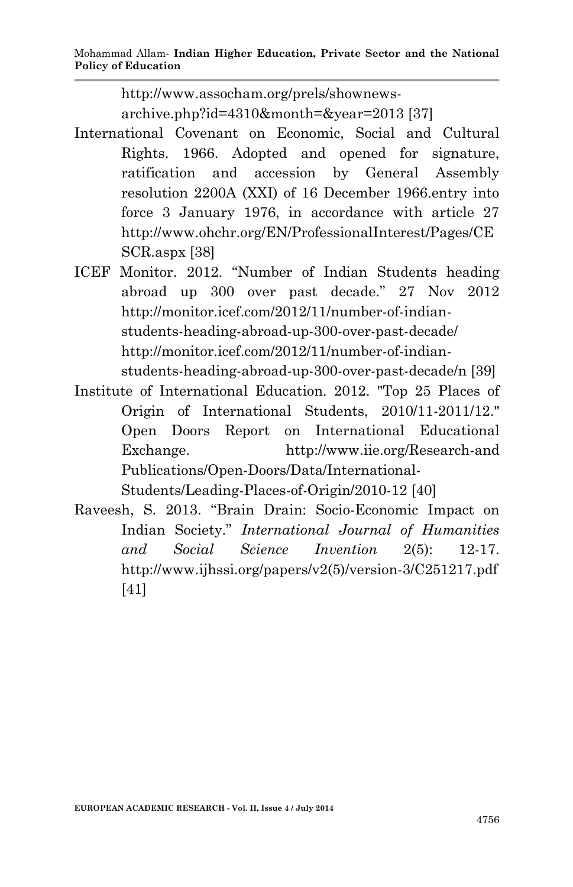http://www.assocham.org/prels/shownews-archive.php?id=4310&month=&year=2013 [37]

International Covenant on Economic, Social and Cultural Rights. 1966. Adopted and opened for signature, ratification and accession by General Assembly resolution 2200A (XXI) of 16 December 1966.entry into force 3 January 1976, in accordance with article 27 http://www.ohchr.org/EN/ProfessionalInterest/Pages/CESCR.aspx [38]

ICEF Monitor. 2012. "Number of Indian Students heading abroad up 300 over past decade." 27 Nov 2012 http://monitor.icef.com/2012/11/number-of-indian-students-heading-abroad-up-300-over-past-decade/ http://monitor.icef.com/2012/11/number-of-indian-students-heading-abroad-up-300-over-past-decade/n [39]

Institute of International Education. 2012. "Top 25 Places of Origin of International Students, 2010/11-2011/12." Open Doors Report on International Educational Exchange. http://www.iie.org/Research-and Publications/Open-Doors/Data/International-Students/Leading-Places-of-Origin/2010-12 [40]

Raveesh, S. 2013. "Brain Drain: Socio-Economic Impact on Indian Society." *International Journal of Humanities and Social Science Invention* 2(5): 12-17. http://www.ijhssi.org/papers/v2(5)/version-3/C251217.pdf [41]